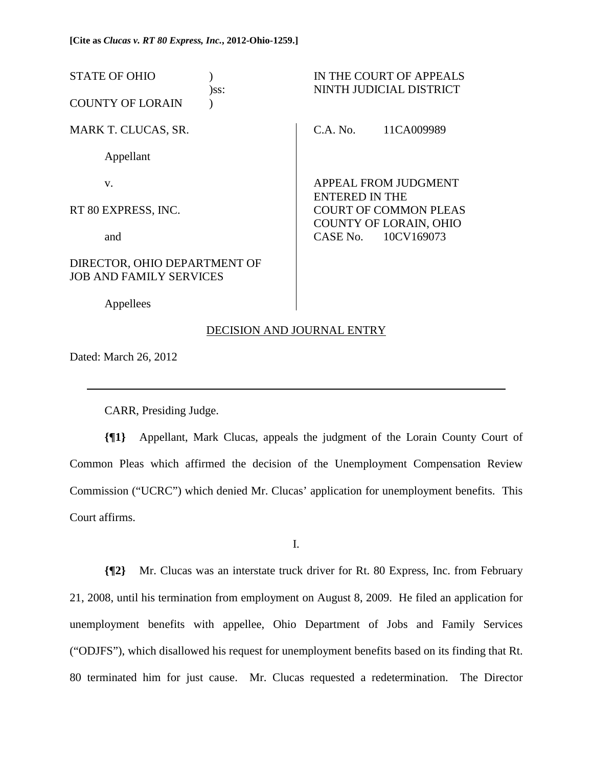**[Cite as *Clucas v. RT 80 Express, Inc.*, 2012-Ohio-1259.]**

| | | |
|---|---|---|
| STATE OF OHIO ) )ss: COUNTY OF LORAIN ) | | IN THE COURT OF APPEALS NINTH JUDICIAL DISTRICT |
| MARK T. CLUCAS, SR. | | C.A. No. 11CA009989 |
| Appellant | | |
| v. | | APPEAL FROM JUDGMENT ENTERED IN THE COURT OF COMMON PLEAS COUNTY OF LORAIN, OHIO CASE No. 10CV169073 |
| RT 80 EXPRESS, INC. | | |
| and | | |
| DIRECTOR, OHIO DEPARTMENT OF JOB AND FAMILY SERVICES | | |
| Appellees | | |

DECISION AND JOURNAL ENTRY

Dated: March 26, 2012

---

CARR, Presiding Judge.

**{¶1}** Appellant, Mark Clucas, appeals the judgment of the Lorain County Court of Common Pleas which affirmed the decision of the Unemployment Compensation Review Commission ("UCRC") which denied Mr. Clucas' application for unemployment benefits. This Court affirms.

I.

**{¶2}** Mr. Clucas was an interstate truck driver for Rt. 80 Express, Inc. from February 21, 2008, until his termination from employment on August 8, 2009. He filed an application for unemployment benefits with appellee, Ohio Department of Jobs and Family Services ("ODJFS"), which disallowed his request for unemployment benefits based on its finding that Rt. 80 terminated him for just cause. Mr. Clucas requested a redetermination. The Director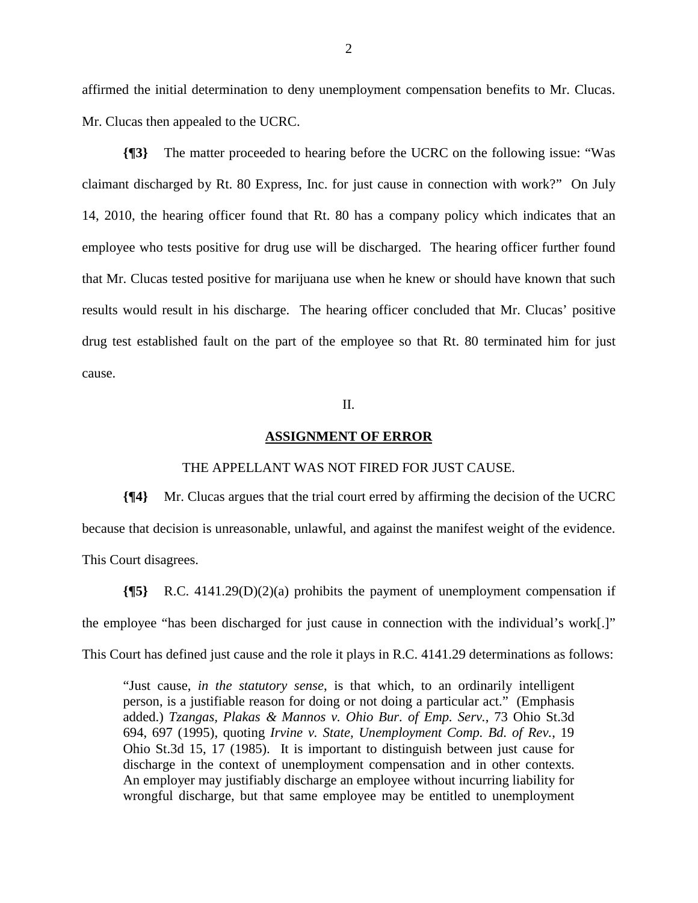affirmed the initial determination to deny unemployment compensation benefits to Mr. Clucas. Mr. Clucas then appealed to the UCRC.

**{¶3}** The matter proceeded to hearing before the UCRC on the following issue: "Was claimant discharged by Rt. 80 Express, Inc. for just cause in connection with work?" On July 14, 2010, the hearing officer found that Rt. 80 has a company policy which indicates that an employee who tests positive for drug use will be discharged. The hearing officer further found that Mr. Clucas tested positive for marijuana use when he knew or should have known that such results would result in his discharge. The hearing officer concluded that Mr. Clucas' positive drug test established fault on the part of the employee so that Rt. 80 terminated him for just cause.

II.

**ASSIGNMENT OF ERROR**

THE APPELLANT WAS NOT FIRED FOR JUST CAUSE.

**{¶4}** Mr. Clucas argues that the trial court erred by affirming the decision of the UCRC because that decision is unreasonable, unlawful, and against the manifest weight of the evidence. This Court disagrees.

**{¶5}** R.C. 4141.29(D)(2)(a) prohibits the payment of unemployment compensation if the employee "has been discharged for just cause in connection with the individual's work[.]" This Court has defined just cause and the role it plays in R.C. 4141.29 determinations as follows:

> "Just cause, *in the statutory sense*, is that which, to an ordinarily intelligent person, is a justifiable reason for doing or not doing a particular act." (Emphasis added.) *Tzangas, Plakas & Mannos v. Ohio Bur. of Emp. Serv.*, 73 Ohio St.3d 694, 697 (1995), quoting *Irvine v. State, Unemployment Comp. Bd. of Rev.*, 19 Ohio St.3d 15, 17 (1985). It is important to distinguish between just cause for discharge in the context of unemployment compensation and in other contexts. An employer may justifiably discharge an employee without incurring liability for wrongful discharge, but that same employee may be entitled to unemployment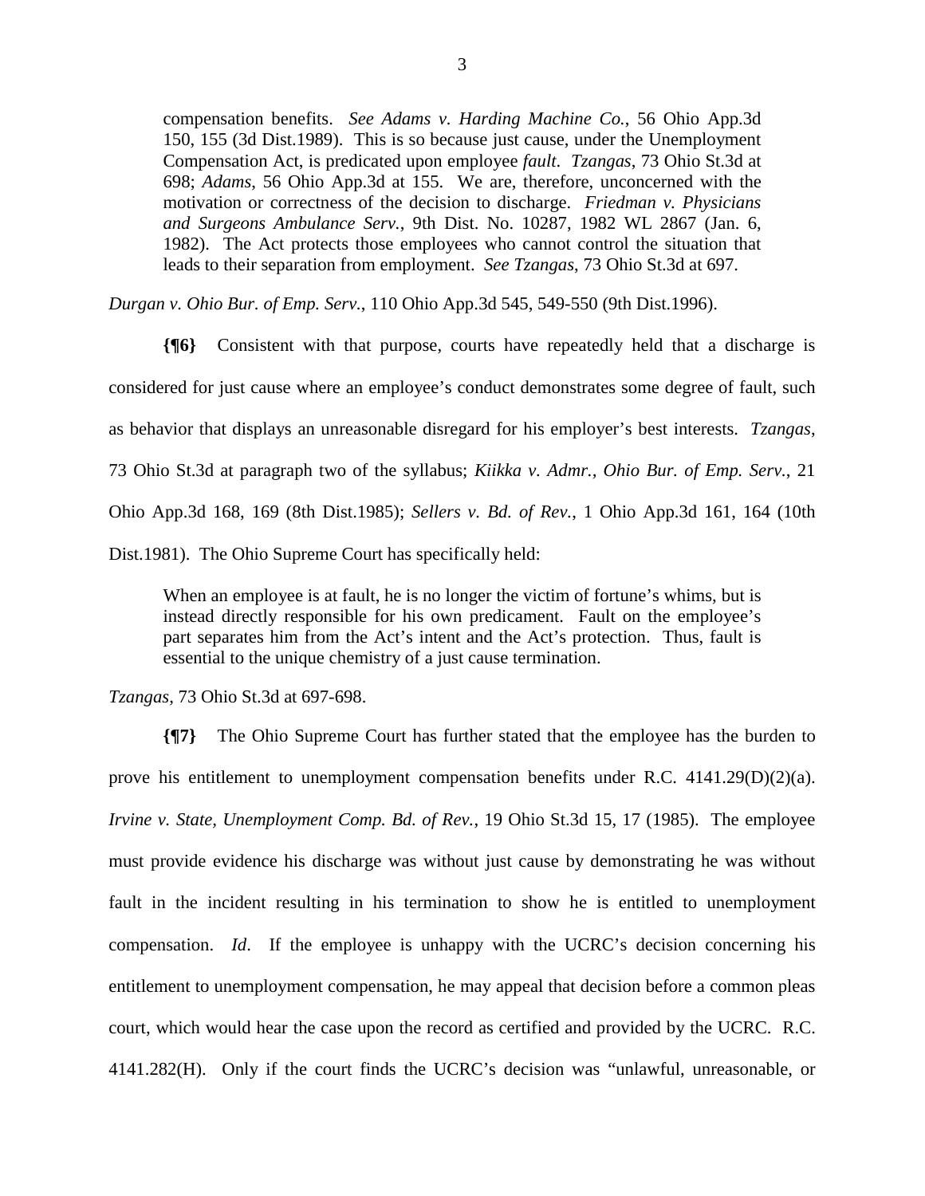> compensation benefits. *See Adams v. Harding Machine Co.*, 56 Ohio App.3d 150, 155 (3d Dist.1989). This is so because just cause, under the Unemployment Compensation Act, is predicated upon employee *fault*. *Tzangas*, 73 Ohio St.3d at 698; *Adams*, 56 Ohio App.3d at 155. We are, therefore, unconcerned with the motivation or correctness of the decision to discharge. *Friedman v. Physicians and Surgeons Ambulance Serv.*, 9th Dist. No. 10287, 1982 WL 2867 (Jan. 6, 1982). The Act protects those employees who cannot control the situation that leads to their separation from employment. *See Tzangas*, 73 Ohio St.3d at 697.

*Durgan v. Ohio Bur. of Emp. Serv.*, 110 Ohio App.3d 545, 549-550 (9th Dist.1996).

**{¶6}** Consistent with that purpose, courts have repeatedly held that a discharge is considered for just cause where an employee's conduct demonstrates some degree of fault, such as behavior that displays an unreasonable disregard for his employer's best interests. *Tzangas*, 73 Ohio St.3d at paragraph two of the syllabus; *Kiikka v. Admr., Ohio Bur. of Emp. Serv.*, 21 Ohio App.3d 168, 169 (8th Dist.1985); *Sellers v. Bd. of Rev.*, 1 Ohio App.3d 161, 164 (10th Dist.1981). The Ohio Supreme Court has specifically held:

> When an employee is at fault, he is no longer the victim of fortune's whims, but is instead directly responsible for his own predicament. Fault on the employee's part separates him from the Act's intent and the Act's protection. Thus, fault is essential to the unique chemistry of a just cause termination.

*Tzangas*, 73 Ohio St.3d at 697-698.

**{¶7}** The Ohio Supreme Court has further stated that the employee has the burden to prove his entitlement to unemployment compensation benefits under R.C. 4141.29(D)(2)(a). *Irvine v. State, Unemployment Comp. Bd. of Rev.*, 19 Ohio St.3d 15, 17 (1985). The employee must provide evidence his discharge was without just cause by demonstrating he was without fault in the incident resulting in his termination to show he is entitled to unemployment compensation. *Id*. If the employee is unhappy with the UCRC's decision concerning his entitlement to unemployment compensation, he may appeal that decision before a common pleas court, which would hear the case upon the record as certified and provided by the UCRC. R.C. 4141.282(H). Only if the court finds the UCRC's decision was "unlawful, unreasonable, or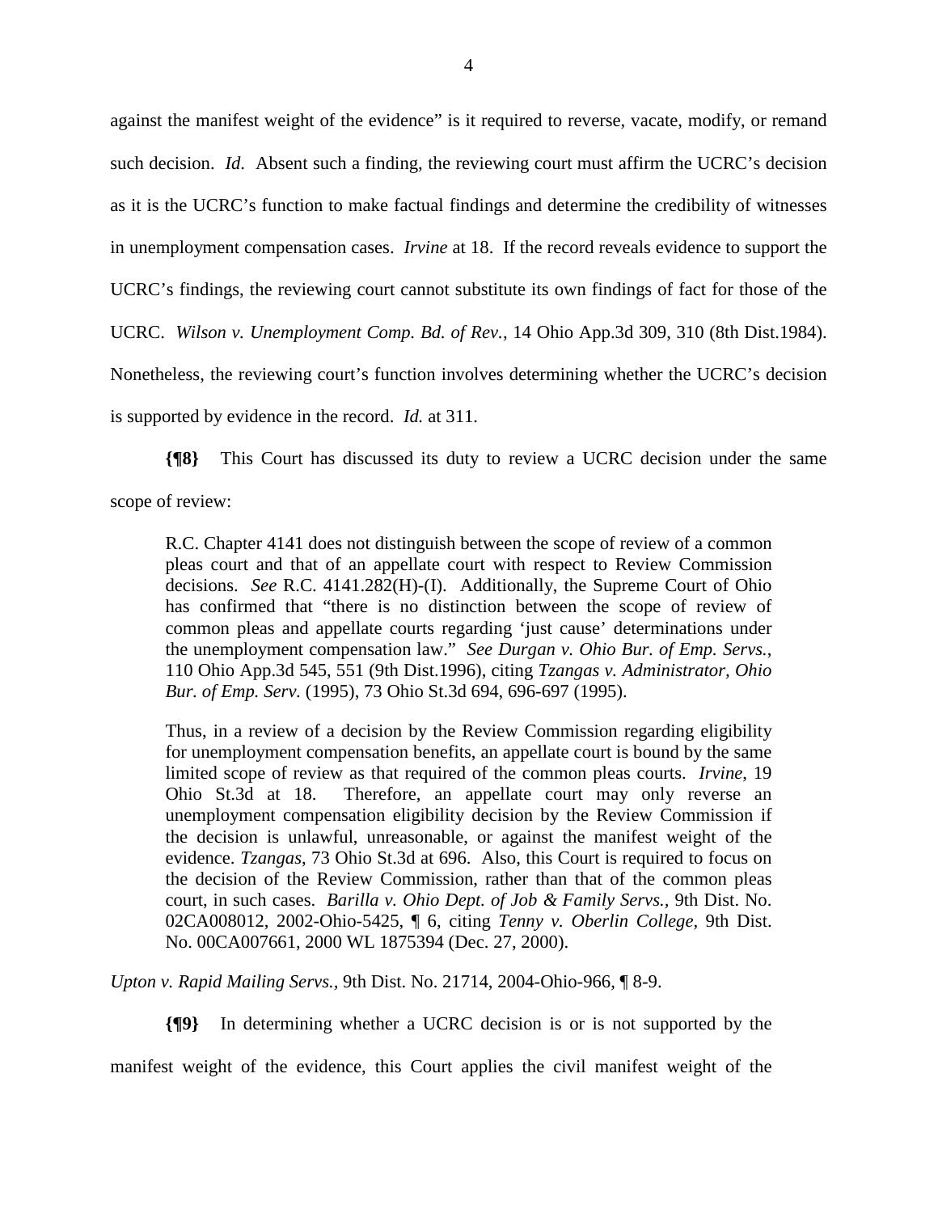against the manifest weight of the evidence" is it required to reverse, vacate, modify, or remand such decision. *Id*. Absent such a finding, the reviewing court must affirm the UCRC's decision as it is the UCRC's function to make factual findings and determine the credibility of witnesses in unemployment compensation cases. *Irvine* at 18. If the record reveals evidence to support the UCRC's findings, the reviewing court cannot substitute its own findings of fact for those of the UCRC. *Wilson v. Unemployment Comp. Bd. of Rev.*, 14 Ohio App.3d 309, 310 (8th Dist.1984). Nonetheless, the reviewing court's function involves determining whether the UCRC's decision is supported by evidence in the record. *Id.* at 311.

**{¶8}** This Court has discussed its duty to review a UCRC decision under the same scope of review:

> R.C. Chapter 4141 does not distinguish between the scope of review of a common pleas court and that of an appellate court with respect to Review Commission decisions. *See* R.C. 4141.282(H)-(I). Additionally, the Supreme Court of Ohio has confirmed that "there is no distinction between the scope of review of common pleas and appellate courts regarding 'just cause' determinations under the unemployment compensation law." *See Durgan v. Ohio Bur. of Emp. Servs.*, 110 Ohio App.3d 545, 551 (9th Dist.1996), citing *Tzangas v. Administrator, Ohio Bur. of Emp. Serv.* (1995), 73 Ohio St.3d 694, 696-697 (1995).
>
> Thus, in a review of a decision by the Review Commission regarding eligibility for unemployment compensation benefits, an appellate court is bound by the same limited scope of review as that required of the common pleas courts. *Irvine*, 19 Ohio St.3d at 18. Therefore, an appellate court may only reverse an unemployment compensation eligibility decision by the Review Commission if the decision is unlawful, unreasonable, or against the manifest weight of the evidence. *Tzangas*, 73 Ohio St.3d at 696. Also, this Court is required to focus on the decision of the Review Commission, rather than that of the common pleas court, in such cases. *Barilla v. Ohio Dept. of Job & Family Servs.*, 9th Dist. No. 02CA008012, 2002-Ohio-5425, ¶ 6, citing *Tenny v. Oberlin College*, 9th Dist. No. 00CA007661, 2000 WL 1875394 (Dec. 27, 2000).

*Upton v. Rapid Mailing Servs.*, 9th Dist. No. 21714, 2004-Ohio-966, ¶ 8-9.

**{¶9}** In determining whether a UCRC decision is or is not supported by the manifest weight of the evidence, this Court applies the civil manifest weight of the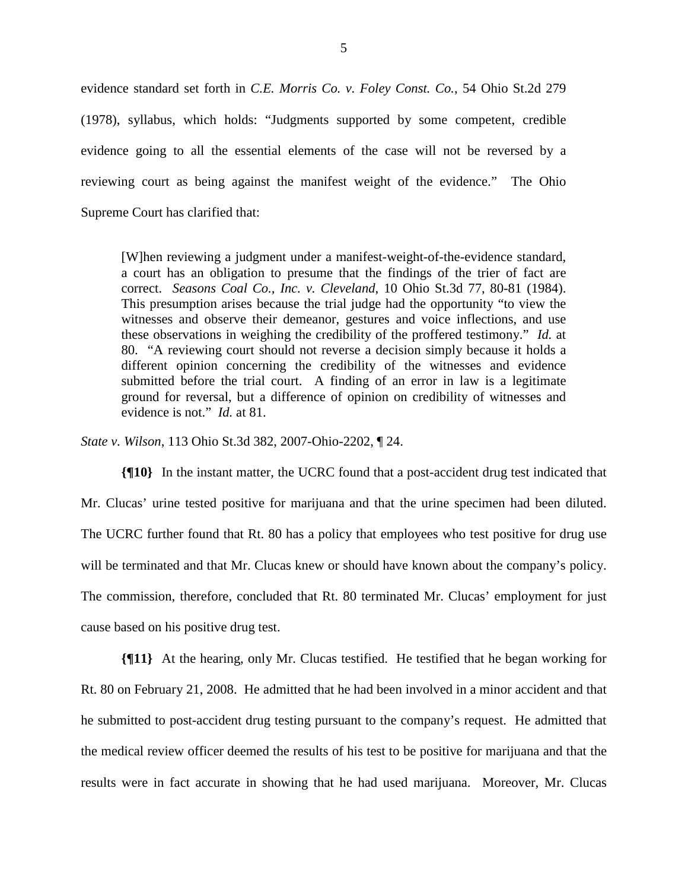evidence standard set forth in *C.E. Morris Co. v. Foley Const. Co.*, 54 Ohio St.2d 279 (1978), syllabus, which holds: "Judgments supported by some competent, credible evidence going to all the essential elements of the case will not be reversed by a reviewing court as being against the manifest weight of the evidence." The Ohio Supreme Court has clarified that:

> [W]hen reviewing a judgment under a manifest-weight-of-the-evidence standard, a court has an obligation to presume that the findings of the trier of fact are correct. *Seasons Coal Co., Inc. v. Cleveland*, 10 Ohio St.3d 77, 80-81 (1984). This presumption arises because the trial judge had the opportunity "to view the witnesses and observe their demeanor, gestures and voice inflections, and use these observations in weighing the credibility of the proffered testimony." *Id.* at 80. "A reviewing court should not reverse a decision simply because it holds a different opinion concerning the credibility of the witnesses and evidence submitted before the trial court. A finding of an error in law is a legitimate ground for reversal, but a difference of opinion on credibility of witnesses and evidence is not." *Id.* at 81.

*State v. Wilson*, 113 Ohio St.3d 382, 2007-Ohio-2202, ¶ 24.

**{¶10}** In the instant matter, the UCRC found that a post-accident drug test indicated that Mr. Clucas' urine tested positive for marijuana and that the urine specimen had been diluted. The UCRC further found that Rt. 80 has a policy that employees who test positive for drug use will be terminated and that Mr. Clucas knew or should have known about the company's policy. The commission, therefore, concluded that Rt. 80 terminated Mr. Clucas' employment for just cause based on his positive drug test.

**{¶11}** At the hearing, only Mr. Clucas testified. He testified that he began working for Rt. 80 on February 21, 2008. He admitted that he had been involved in a minor accident and that he submitted to post-accident drug testing pursuant to the company's request. He admitted that the medical review officer deemed the results of his test to be positive for marijuana and that the results were in fact accurate in showing that he had used marijuana. Moreover, Mr. Clucas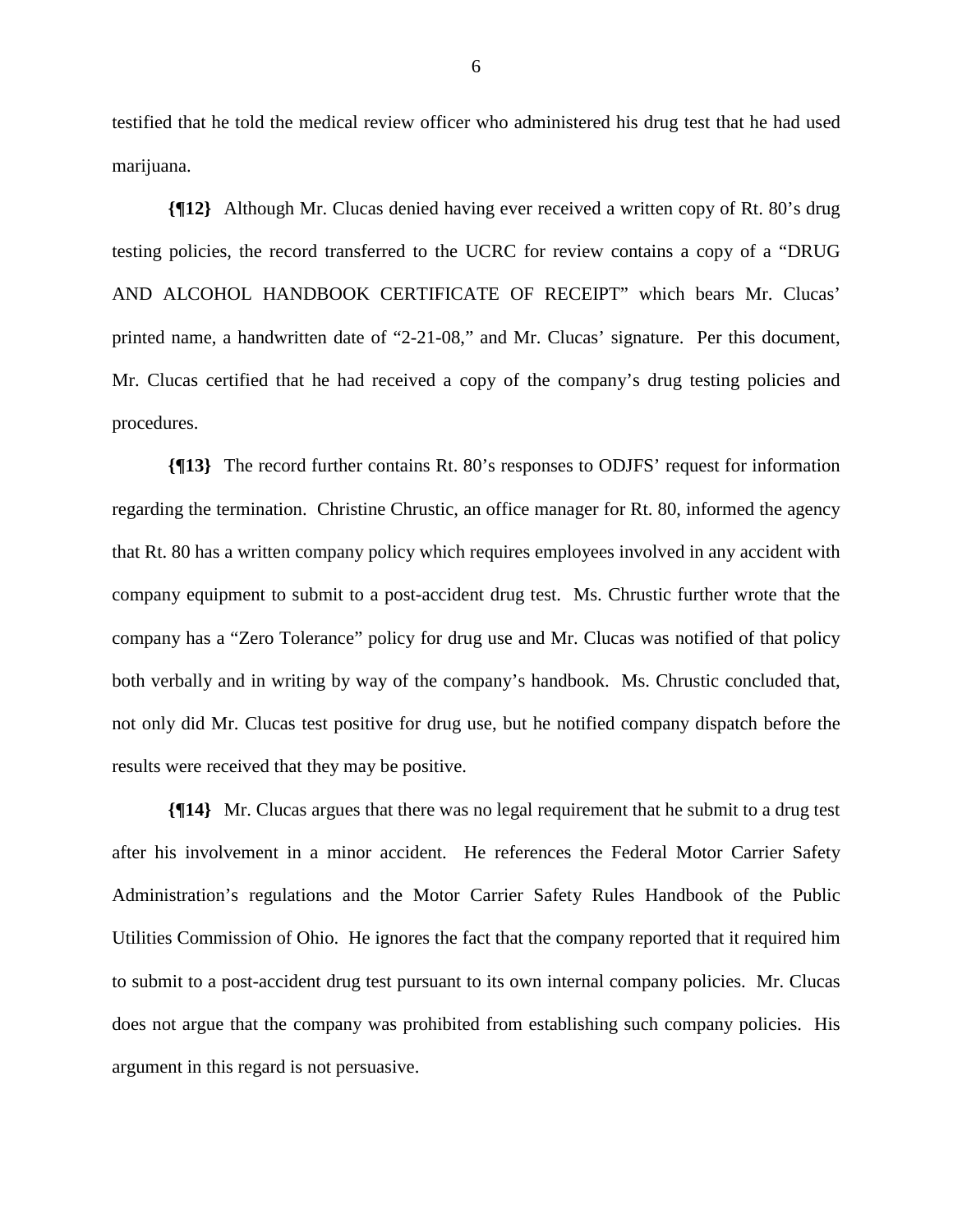testified that he told the medical review officer who administered his drug test that he had used marijuana.

**{¶12}** Although Mr. Clucas denied having ever received a written copy of Rt. 80's drug testing policies, the record transferred to the UCRC for review contains a copy of a "DRUG AND ALCOHOL HANDBOOK CERTIFICATE OF RECEIPT" which bears Mr. Clucas' printed name, a handwritten date of "2-21-08," and Mr. Clucas' signature. Per this document, Mr. Clucas certified that he had received a copy of the company's drug testing policies and procedures.

**{¶13}** The record further contains Rt. 80's responses to ODJFS' request for information regarding the termination. Christine Chrustic, an office manager for Rt. 80, informed the agency that Rt. 80 has a written company policy which requires employees involved in any accident with company equipment to submit to a post-accident drug test. Ms. Chrustic further wrote that the company has a "Zero Tolerance" policy for drug use and Mr. Clucas was notified of that policy both verbally and in writing by way of the company's handbook. Ms. Chrustic concluded that, not only did Mr. Clucas test positive for drug use, but he notified company dispatch before the results were received that they may be positive.

**{¶14}** Mr. Clucas argues that there was no legal requirement that he submit to a drug test after his involvement in a minor accident. He references the Federal Motor Carrier Safety Administration's regulations and the Motor Carrier Safety Rules Handbook of the Public Utilities Commission of Ohio. He ignores the fact that the company reported that it required him to submit to a post-accident drug test pursuant to its own internal company policies. Mr. Clucas does not argue that the company was prohibited from establishing such company policies. His argument in this regard is not persuasive.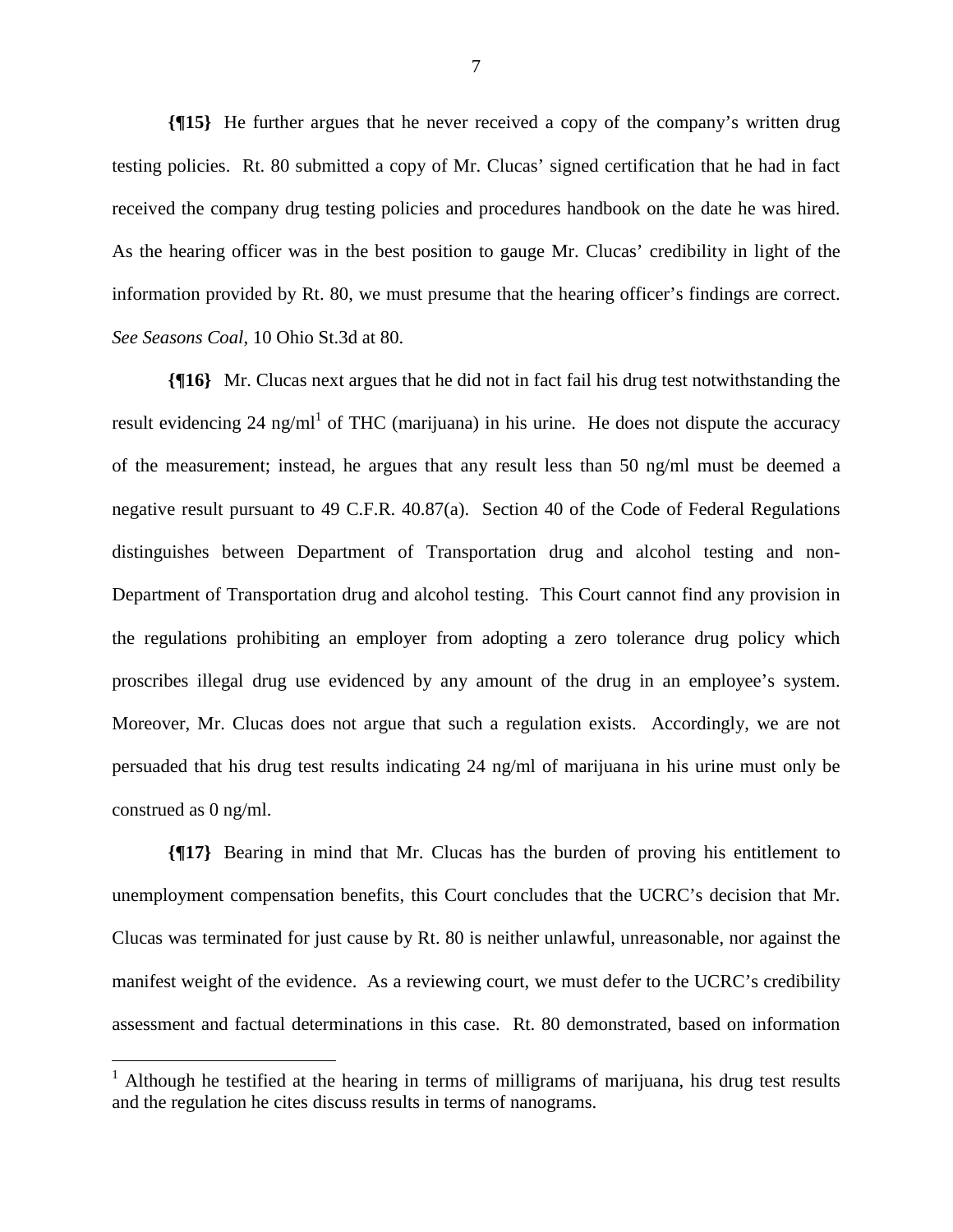**{¶15}** He further argues that he never received a copy of the company's written drug testing policies. Rt. 80 submitted a copy of Mr. Clucas' signed certification that he had in fact received the company drug testing policies and procedures handbook on the date he was hired. As the hearing officer was in the best position to gauge Mr. Clucas' credibility in light of the information provided by Rt. 80, we must presume that the hearing officer's findings are correct. *See Seasons Coal*, 10 Ohio St.3d at 80.

**{¶16}** Mr. Clucas next argues that he did not in fact fail his drug test notwithstanding the result evidencing 24 ng/ml[1] of THC (marijuana) in his urine. He does not dispute the accuracy of the measurement; instead, he argues that any result less than 50 ng/ml must be deemed a negative result pursuant to 49 C.F.R. 40.87(a). Section 40 of the Code of Federal Regulations distinguishes between Department of Transportation drug and alcohol testing and non-Department of Transportation drug and alcohol testing. This Court cannot find any provision in the regulations prohibiting an employer from adopting a zero tolerance drug policy which proscribes illegal drug use evidenced by any amount of the drug in an employee's system. Moreover, Mr. Clucas does not argue that such a regulation exists. Accordingly, we are not persuaded that his drug test results indicating 24 ng/ml of marijuana in his urine must only be construed as 0 ng/ml.

**{¶17}** Bearing in mind that Mr. Clucas has the burden of proving his entitlement to unemployment compensation benefits, this Court concludes that the UCRC's decision that Mr. Clucas was terminated for just cause by Rt. 80 is neither unlawful, unreasonable, nor against the manifest weight of the evidence. As a reviewing court, we must defer to the UCRC's credibility assessment and factual determinations in this case. Rt. 80 demonstrated, based on information

---

[1] Although he testified at the hearing in terms of milligrams of marijuana, his drug test results and the regulation he cites discuss results in terms of nanograms.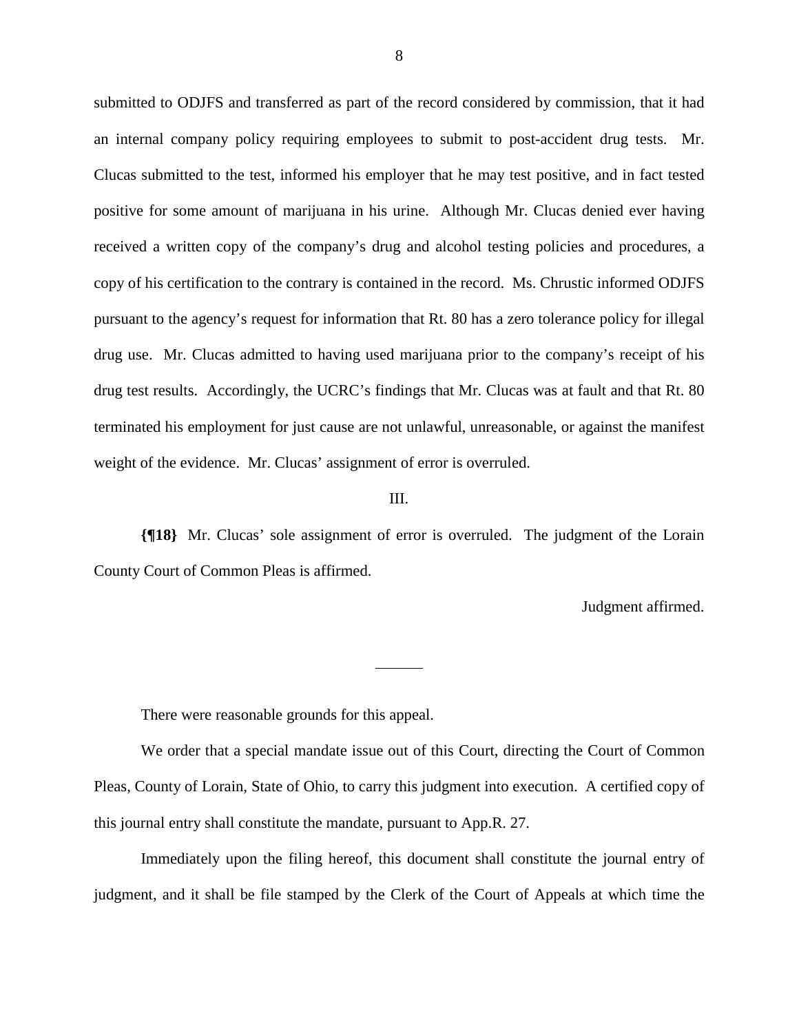submitted to ODJFS and transferred as part of the record considered by commission, that it had an internal company policy requiring employees to submit to post-accident drug tests. Mr. Clucas submitted to the test, informed his employer that he may test positive, and in fact tested positive for some amount of marijuana in his urine. Although Mr. Clucas denied ever having received a written copy of the company's drug and alcohol testing policies and procedures, a copy of his certification to the contrary is contained in the record. Ms. Chrustic informed ODJFS pursuant to the agency's request for information that Rt. 80 has a zero tolerance policy for illegal drug use. Mr. Clucas admitted to having used marijuana prior to the company's receipt of his drug test results. Accordingly, the UCRC's findings that Mr. Clucas was at fault and that Rt. 80 terminated his employment for just cause are not unlawful, unreasonable, or against the manifest weight of the evidence. Mr. Clucas' assignment of error is overruled.

III.

**{¶18}** Mr. Clucas' sole assignment of error is overruled. The judgment of the Lorain County Court of Common Pleas is affirmed.

Judgment affirmed.

---

There were reasonable grounds for this appeal.

We order that a special mandate issue out of this Court, directing the Court of Common Pleas, County of Lorain, State of Ohio, to carry this judgment into execution. A certified copy of this journal entry shall constitute the mandate, pursuant to App.R. 27.

Immediately upon the filing hereof, this document shall constitute the journal entry of judgment, and it shall be file stamped by the Clerk of the Court of Appeals at which time the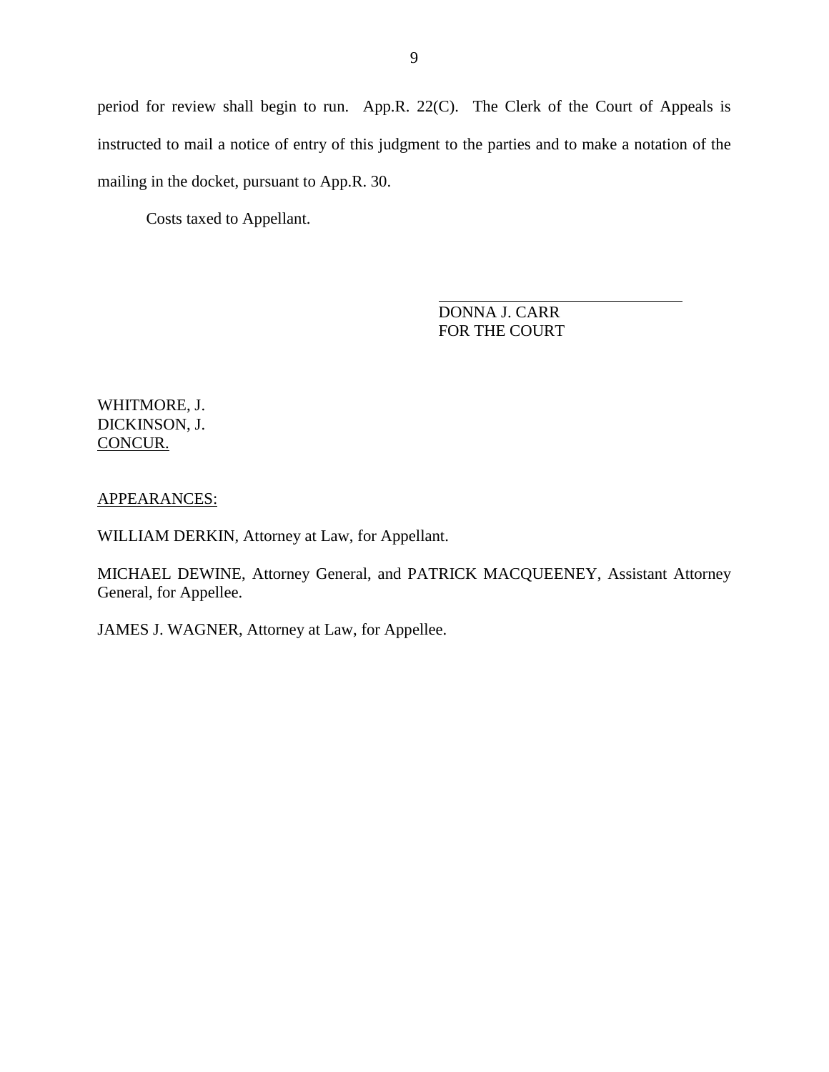period for review shall begin to run. App.R. 22(C). The Clerk of the Court of Appeals is instructed to mail a notice of entry of this judgment to the parties and to make a notation of the mailing in the docket, pursuant to App.R. 30.

Costs taxed to Appellant.

DONNA J. CARR
FOR THE COURT

WHITMORE, J.
DICKINSON, J.
CONCUR.

APPEARANCES:

WILLIAM DERKIN, Attorney at Law, for Appellant.

MICHAEL DEWINE, Attorney General, and PATRICK MACQUEENEY, Assistant Attorney General, for Appellee.

JAMES J. WAGNER, Attorney at Law, for Appellee.